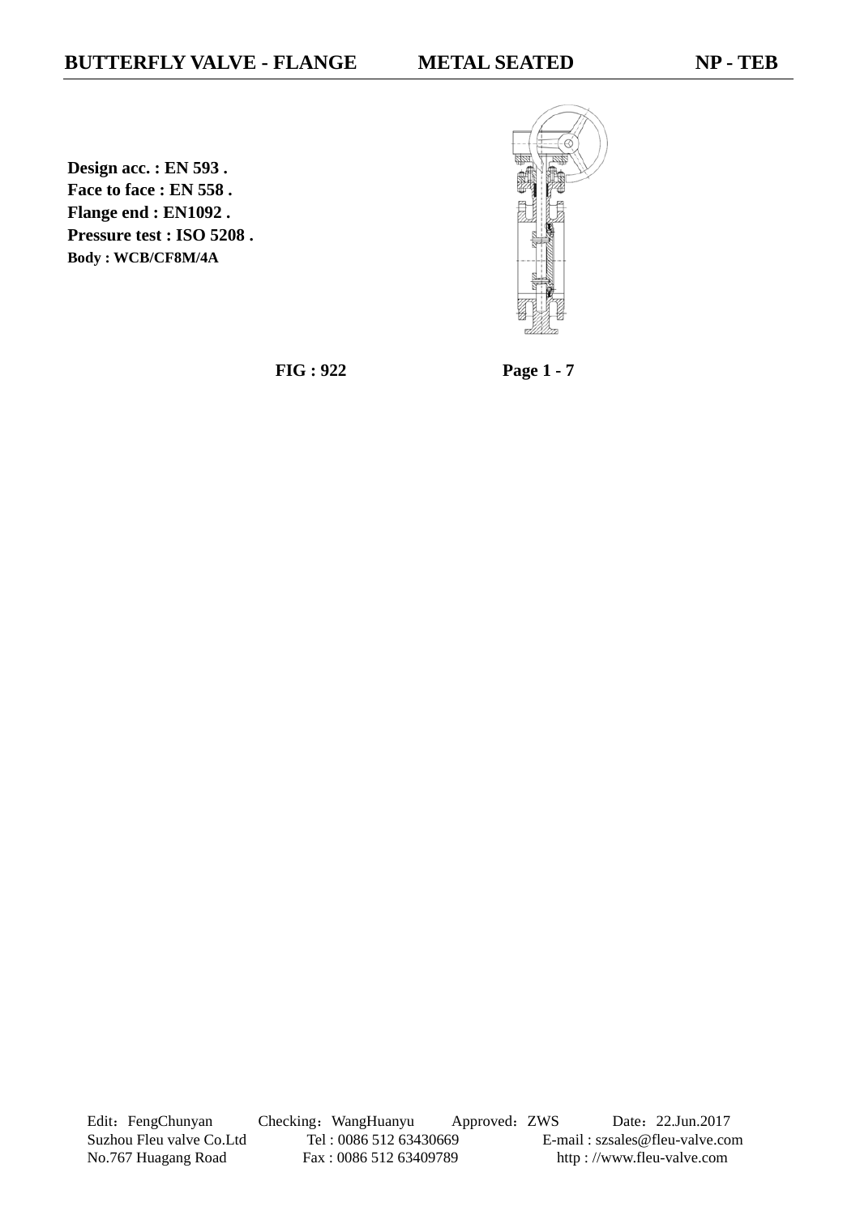# BUTTERFLY VALVE - FLANGE METAL SEATED NP - TEB

**Design acc. : EN 593 .**
**Face to face : EN 558 .**
**Flange end : EN1092 .**
**Pressure test : ISO 5208 .**
**Body : WCB/CF8M/4A**

**FIG : 922** **Page 1 - 7**

Edit：FengChunyan Checking：WangHuanyu Approved：ZWS Date：22.Jun.2017
Suzhou Fleu valve Co.Ltd Tel : 0086 512 63430669 E-mail : szsales@fleu-valve.com
No.767 Huagang Road Fax : 0086 512 63409789 http : //www.fleu-valve.com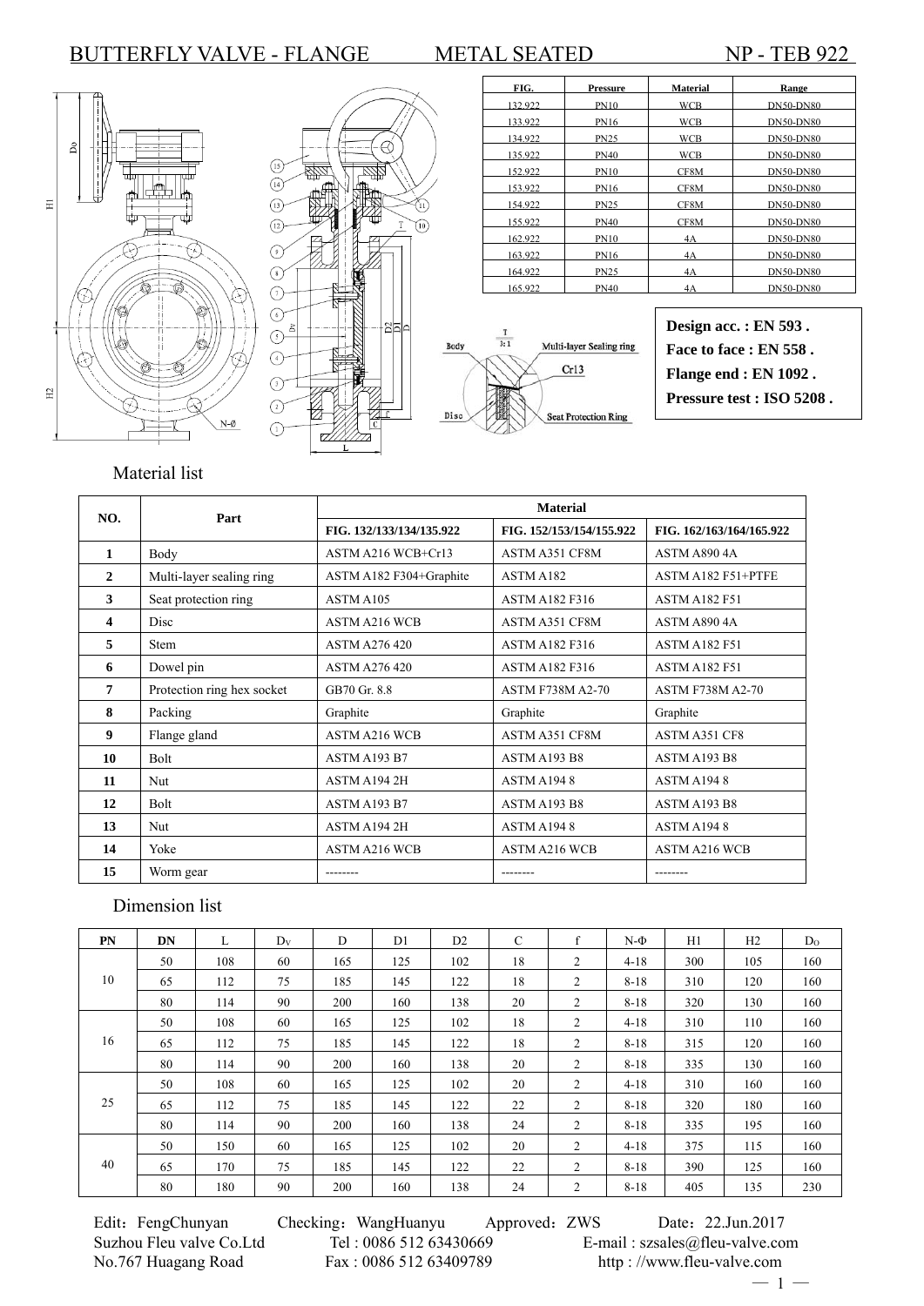# BUTTERFLY VALVE - FLANGE METAL SEATED NP - TEB 922

| FIG. | Pressure | Material | Range |
|---|---|---|---|
| 132.922 | PN10 | WCB | DN50-DN80 |
| 133.922 | PN16 | WCB | DN50-DN80 |
| 134.922 | PN25 | WCB | DN50-DN80 |
| 135.922 | PN40 | WCB | DN50-DN80 |
| 152.922 | PN10 | CF8M | DN50-DN80 |
| 153.922 | PN16 | CF8M | DN50-DN80 |
| 154.922 | PN25 | CF8M | DN50-DN80 |
| 155.922 | PN40 | CF8M | DN50-DN80 |
| 162.922 | PN10 | 4A | DN50-DN80 |
| 163.922 | PN16 | 4A | DN50-DN80 |
| 164.922 | PN25 | 4A | DN50-DN80 |
| 165.922 | PN40 | 4A | DN50-DN80 |

**Design acc. : EN 593 .**
**Face to face : EN 558 .**
**Flange end : EN 1092 .**
**Pressure test : ISO 5208 .**

Body, Multi-layer Sealing ring, Cr13, Disc, Seat Protection Ring

## Material list

| NO. | Part | Material | | |
|---|---|---|---|---|
| | | FIG. 132/133/134/135.922 | FIG. 152/153/154/155.922 | FIG. 162/163/164/165.922 |
| 1 | Body | ASTM A216 WCB+Cr13 | ASTM A351 CF8M | ASTM A890 4A |
| 2 | Multi-layer sealing ring | ASTM A182 F304+Graphite | ASTM A182 | ASTM A182 F51+PTFE |
| 3 | Seat protection ring | ASTM A105 | ASTM A182 F316 | ASTM A182 F51 |
| 4 | Disc | ASTM A216 WCB | ASTM A351 CF8M | ASTM A890 4A |
| 5 | Stem | ASTM A276 420 | ASTM A182 F316 | ASTM A182 F51 |
| 6 | Dowel pin | ASTM A276 420 | ASTM A182 F316 | ASTM A182 F51 |
| 7 | Protection ring hex socket | GB70 Gr. 8.8 | ASTM F738M A2-70 | ASTM F738M A2-70 |
| 8 | Packing | Graphite | Graphite | Graphite |
| 9 | Flange gland | ASTM A216 WCB | ASTM A351 CF8M | ASTM A351 CF8 |
| 10 | Bolt | ASTM A193 B7 | ASTM A193 B8 | ASTM A193 B8 |
| 11 | Nut | ASTM A194 2H | ASTM A194 8 | ASTM A194 8 |
| 12 | Bolt | ASTM A193 B7 | ASTM A193 B8 | ASTM A193 B8 |
| 13 | Nut | ASTM A194 2H | ASTM A194 8 | ASTM A194 8 |
| 14 | Yoke | ASTM A216 WCB | ASTM A216 WCB | ASTM A216 WCB |
| 15 | Worm gear | -------- | -------- | -------- |

## Dimension list

| PN | DN | L | $D_V$ | D | D1 | D2 | C | f | N-Φ | H1 | H2 | $D_O$ |
|---|---|---|---|---|---|---|---|---|---|---|---|---|
| 10 | 50 | 108 | 60 | 165 | 125 | 102 | 18 | 2 | 4-18 | 300 | 105 | 160 |
| | 65 | 112 | 75 | 185 | 145 | 122 | 18 | 2 | 8-18 | 310 | 120 | 160 |
| | 80 | 114 | 90 | 200 | 160 | 138 | 20 | 2 | 8-18 | 320 | 130 | 160 |
| 16 | 50 | 108 | 60 | 165 | 125 | 102 | 18 | 2 | 4-18 | 310 | 110 | 160 |
| | 65 | 112 | 75 | 185 | 145 | 122 | 18 | 2 | 8-18 | 315 | 120 | 160 |
| | 80 | 114 | 90 | 200 | 160 | 138 | 20 | 2 | 8-18 | 335 | 130 | 160 |
| 25 | 50 | 108 | 60 | 165 | 125 | 102 | 20 | 2 | 4-18 | 310 | 160 | 160 |
| | 65 | 112 | 75 | 185 | 145 | 122 | 22 | 2 | 8-18 | 320 | 180 | 160 |
| | 80 | 114 | 90 | 200 | 160 | 138 | 24 | 2 | 8-18 | 335 | 195 | 160 |
| 40 | 50 | 150 | 60 | 165 | 125 | 102 | 20 | 2 | 4-18 | 375 | 115 | 160 |
| | 65 | 170 | 75 | 185 | 145 | 122 | 22 | 2 | 8-18 | 390 | 125 | 160 |
| | 80 | 180 | 90 | 200 | 160 | 138 | 24 | 2 | 8-18 | 405 | 135 | 230 |

Edit：FengChunyan Checking：WangHuanyu Approved：ZWS Date：22.Jun.2017

Suzhou Fleu valve Co.Ltd Tel : 0086 512 63430669 E-mail : szsales@fleu-valve.com

No.767 Huagang Road Fax : 0086 512 63409789 http : //www.fleu-valve.com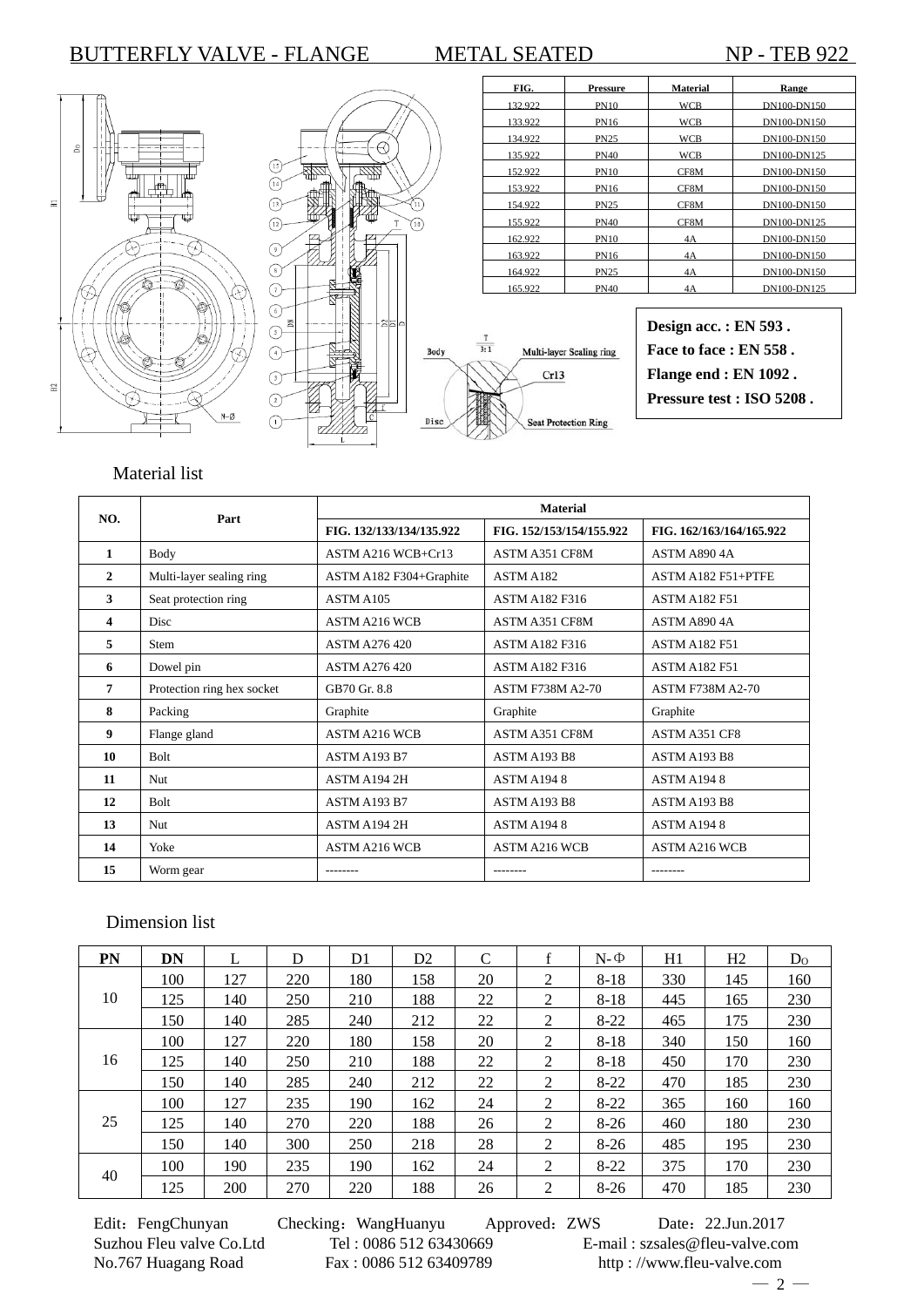# BUTTERFLY VALVE - FLANGE　　METAL SEATED　　NP - TEB 922

| FIG. | Pressure | Material | Range |
|---|---|---|---|
| 132.922 | PN10 | WCB | DN100-DN150 |
| 133.922 | PN16 | WCB | DN100-DN150 |
| 134.922 | PN25 | WCB | DN100-DN150 |
| 135.922 | PN40 | WCB | DN100-DN125 |
| 152.922 | PN10 | CF8M | DN100-DN150 |
| 153.922 | PN16 | CF8M | DN100-DN150 |
| 154.922 | PN25 | CF8M | DN100-DN150 |
| 155.922 | PN40 | CF8M | DN100-DN125 |
| 162.922 | PN10 | 4A | DN100-DN150 |
| 163.922 | PN16 | 4A | DN100-DN150 |
| 164.922 | PN25 | 4A | DN100-DN150 |
| 165.922 | PN40 | 4A | DN100-DN125 |

**Design acc. : EN 593 .**
**Face to face : EN 558 .**
**Flange end : EN 1092 .**
**Pressure test : ISO 5208 .**

Body　T 3:1　Multi-layer Sealing ring　Cr13　Disc　Seat Protection Ring

## Material list

| NO. | Part | Material | | |
|---|---|---|---|---|
| | | FIG. 132/133/134/135.922 | FIG. 152/153/154/155.922 | FIG. 162/163/164/165.922 |
| 1 | Body | ASTM A216 WCB+Cr13 | ASTM A351 CF8M | ASTM A890 4A |
| 2 | Multi-layer sealing ring | ASTM A182 F304+Graphite | ASTM A182 | ASTM A182 F51+PTFE |
| 3 | Seat protection ring | ASTM A105 | ASTM A182 F316 | ASTM A182 F51 |
| 4 | Disc | ASTM A216 WCB | ASTM A351 CF8M | ASTM A890 4A |
| 5 | Stem | ASTM A276 420 | ASTM A182 F316 | ASTM A182 F51 |
| 6 | Dowel pin | ASTM A276 420 | ASTM A182 F316 | ASTM A182 F51 |
| 7 | Protection ring hex socket | GB70 Gr. 8.8 | ASTM F738M A2-70 | ASTM F738M A2-70 |
| 8 | Packing | Graphite | Graphite | Graphite |
| 9 | Flange gland | ASTM A216 WCB | ASTM A351 CF8M | ASTM A351 CF8 |
| 10 | Bolt | ASTM A193 B7 | ASTM A193 B8 | ASTM A193 B8 |
| 11 | Nut | ASTM A194 2H | ASTM A194 8 | ASTM A194 8 |
| 12 | Bolt | ASTM A193 B7 | ASTM A193 B8 | ASTM A193 B8 |
| 13 | Nut | ASTM A194 2H | ASTM A194 8 | ASTM A194 8 |
| 14 | Yoke | ASTM A216 WCB | ASTM A216 WCB | ASTM A216 WCB |
| 15 | Worm gear | -------- | -------- | -------- |

## Dimension list

| PN | DN | L | D | D1 | D2 | C | f | N-Φ | H1 | H2 | Do |
|---|---|---|---|---|---|---|---|---|---|---|---|
| 10 | 100 | 127 | 220 | 180 | 158 | 20 | 2 | 8-18 | 330 | 145 | 160 |
| | 125 | 140 | 250 | 210 | 188 | 22 | 2 | 8-18 | 445 | 165 | 230 |
| | 150 | 140 | 285 | 240 | 212 | 22 | 2 | 8-22 | 465 | 175 | 230 |
| 16 | 100 | 127 | 220 | 180 | 158 | 20 | 2 | 8-18 | 340 | 150 | 160 |
| | 125 | 140 | 250 | 210 | 188 | 22 | 2 | 8-18 | 450 | 170 | 230 |
| | 150 | 140 | 285 | 240 | 212 | 22 | 2 | 8-22 | 470 | 185 | 230 |
| 25 | 100 | 127 | 235 | 190 | 162 | 24 | 2 | 8-22 | 365 | 160 | 160 |
| | 125 | 140 | 270 | 220 | 188 | 26 | 2 | 8-26 | 460 | 180 | 230 |
| | 150 | 140 | 300 | 250 | 218 | 28 | 2 | 8-26 | 485 | 195 | 230 |
| 40 | 100 | 190 | 235 | 190 | 162 | 24 | 2 | 8-22 | 375 | 170 | 230 |
| | 125 | 200 | 270 | 220 | 188 | 26 | 2 | 8-26 | 470 | 185 | 230 |

Edit：FengChunyan　　Checking：WangHuanyu　　Approved：ZWS　　Date：22.Jun.2017
Suzhou Fleu valve Co.Ltd　　Tel : 0086 512 63430669　　E-mail : szsales@fleu-valve.com
No.767 Huagang Road　　Fax : 0086 512 63409789　　http : //www.fleu-valve.com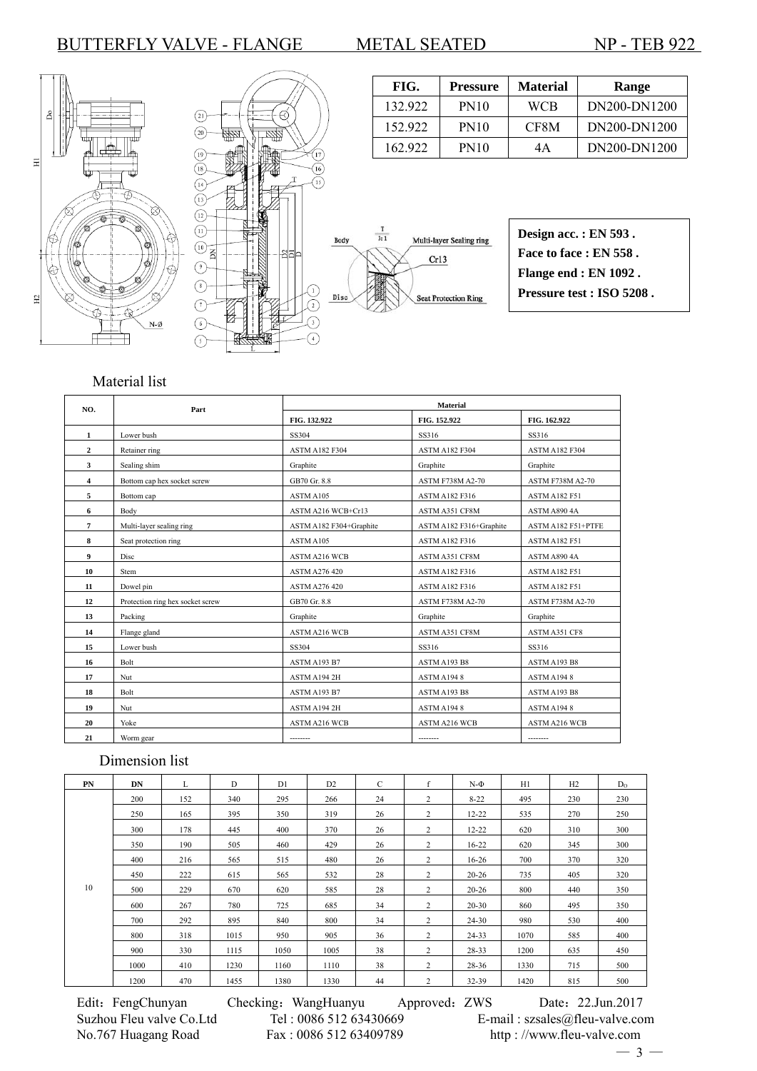# BUTTERFLY VALVE - FLANGE METAL SEATED NP - TEB 922

| FIG. | Pressure | Material | Range |
|---|---|---|---|
| 132.922 | PN10 | WCB | DN200-DN1200 |
| 152.922 | PN10 | CF8M | DN200-DN1200 |
| 162.922 | PN10 | 4A | DN200-DN1200 |

**Design acc. : EN 593 .**
**Face to face : EN 558 .**
**Flange end : EN 1092 .**
**Pressure test : ISO 5208 .**

## Material list

| NO. | Part | Material | | |
|---|---|---|---|---|
| | | FIG. 132.922 | FIG. 152.922 | FIG. 162.922 |
| 1 | Lower bush | SS304 | SS316 | SS316 |
| 2 | Retainer ring | ASTM A182 F304 | ASTM A182 F304 | ASTM A182 F304 |
| 3 | Sealing shim | Graphite | Graphite | Graphite |
| 4 | Bottom cap hex socket screw | GB70 Gr. 8.8 | ASTM F738M A2-70 | ASTM F738M A2-70 |
| 5 | Bottom cap | ASTM A105 | ASTM A182 F316 | ASTM A182 F51 |
| 6 | Body | ASTM A216 WCB+Cr13 | ASTM A351 CF8M | ASTM A890 4A |
| 7 | Multi-layer sealing ring | ASTM A182 F304+Graphite | ASTM A182 F316+Graphite | ASTM A182 F51+PTFE |
| 8 | Seat protection ring | ASTM A105 | ASTM A182 F316 | ASTM A182 F51 |
| 9 | Disc | ASTM A216 WCB | ASTM A351 CF8M | ASTM A890 4A |
| 10 | Stem | ASTM A276 420 | ASTM A182 F316 | ASTM A182 F51 |
| 11 | Dowel pin | ASTM A276 420 | ASTM A182 F316 | ASTM A182 F51 |
| 12 | Protection ring hex socket screw | GB70 Gr. 8.8 | ASTM F738M A2-70 | ASTM F738M A2-70 |
| 13 | Packing | Graphite | Graphite | Graphite |
| 14 | Flange gland | ASTM A216 WCB | ASTM A351 CF8M | ASTM A351 CF8 |
| 15 | Lower bush | SS304 | SS316 | SS316 |
| 16 | Bolt | ASTM A193 B7 | ASTM A193 B8 | ASTM A193 B8 |
| 17 | Nut | ASTM A194 2H | ASTM A194 8 | ASTM A194 8 |
| 18 | Bolt | ASTM A193 B7 | ASTM A193 B8 | ASTM A193 B8 |
| 19 | Nut | ASTM A194 2H | ASTM A194 8 | ASTM A194 8 |
| 20 | Yoke | ASTM A216 WCB | ASTM A216 WCB | ASTM A216 WCB |
| 21 | Worm gear | -------- | -------- | -------- |

## Dimension list

| PN | DN | L | D | D1 | D2 | C | f | N-Φ | H1 | H2 | $D_O$ |
|---|---|---|---|---|---|---|---|---|---|---|---|
| 10 | 200 | 152 | 340 | 295 | 266 | 24 | 2 | 8-22 | 495 | 230 | 230 |
| | 250 | 165 | 395 | 350 | 319 | 26 | 2 | 12-22 | 535 | 270 | 250 |
| | 300 | 178 | 445 | 400 | 370 | 26 | 2 | 12-22 | 620 | 310 | 300 |
| | 350 | 190 | 505 | 460 | 429 | 26 | 2 | 16-22 | 620 | 345 | 300 |
| | 400 | 216 | 565 | 515 | 480 | 26 | 2 | 16-26 | 700 | 370 | 320 |
| | 450 | 222 | 615 | 565 | 532 | 28 | 2 | 20-26 | 735 | 405 | 320 |
| | 500 | 229 | 670 | 620 | 585 | 28 | 2 | 20-26 | 800 | 440 | 350 |
| | 600 | 267 | 780 | 725 | 685 | 34 | 2 | 20-30 | 860 | 495 | 350 |
| | 700 | 292 | 895 | 840 | 800 | 34 | 2 | 24-30 | 980 | 530 | 400 |
| | 800 | 318 | 1015 | 950 | 905 | 36 | 2 | 24-33 | 1070 | 585 | 400 |
| | 900 | 330 | 1115 | 1050 | 1005 | 38 | 2 | 28-33 | 1200 | 635 | 450 |
| | 1000 | 410 | 1230 | 1160 | 1110 | 38 | 2 | 28-36 | 1330 | 715 | 500 |
| | 1200 | 470 | 1455 | 1380 | 1330 | 44 | 2 | 32-39 | 1420 | 815 | 500 |

Edit：FengChunyan Checking：WangHuanyu Approved：ZWS Date：22.Jun.2017
Suzhou Fleu valve Co.Ltd Tel : 0086 512 63430669 E-mail : szsales@fleu-valve.com
No.767 Huagang Road Fax : 0086 512 63409789 http : //www.fleu-valve.com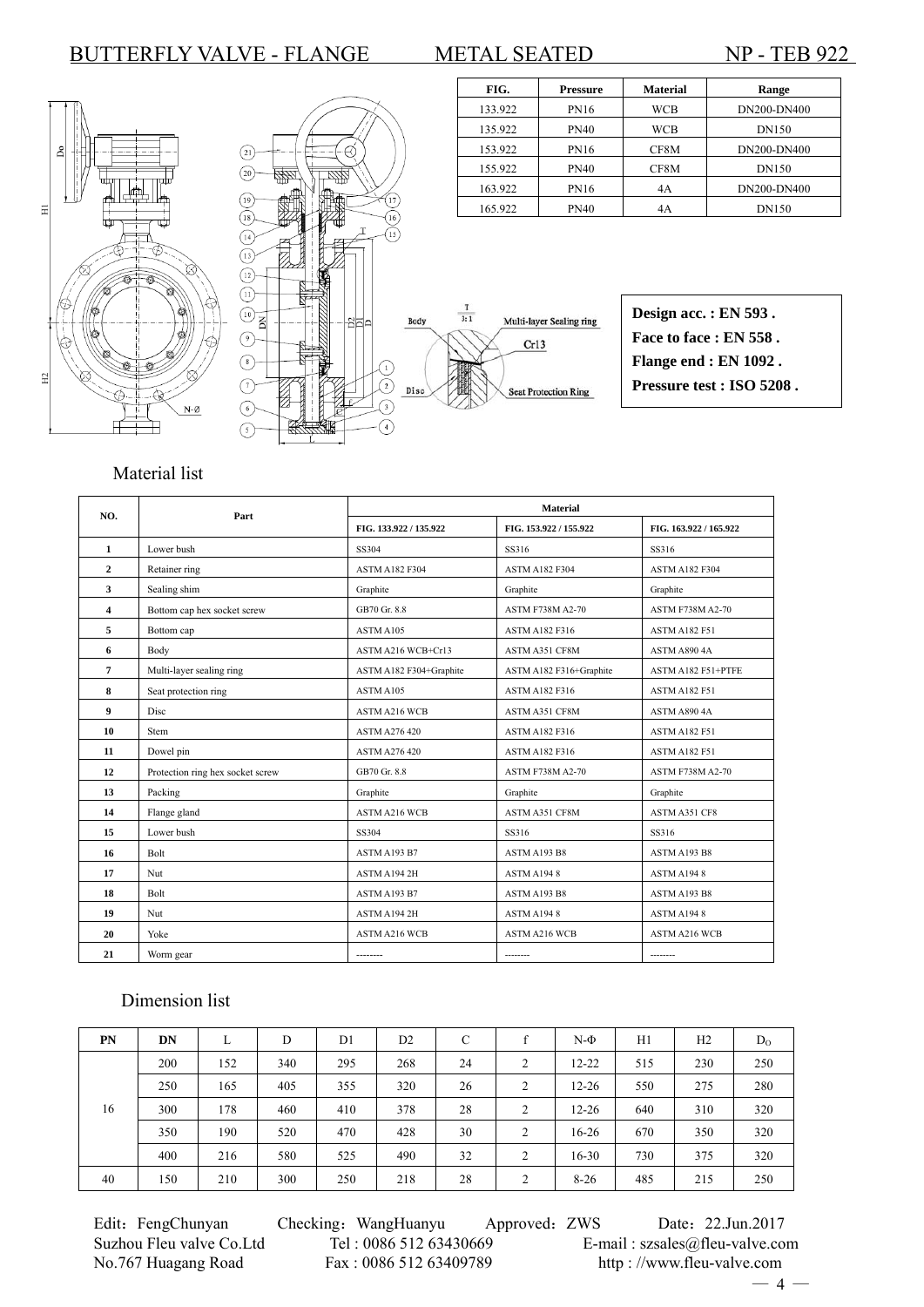# BUTTERFLY VALVE - FLANGE METAL SEATED NP - TEB 922

| FIG. | Pressure | Material | Range |
|---|---|---|---|
| 133.922 | PN16 | WCB | DN200-DN400 |
| 135.922 | PN40 | WCB | DN150 |
| 153.922 | PN16 | CF8M | DN200-DN400 |
| 155.922 | PN40 | CF8M | DN150 |
| 163.922 | PN16 | 4A | DN200-DN400 |
| 165.922 | PN40 | 4A | DN150 |

Body — Multi-layer Sealing ring — Cr13 — Disc — Seat Protection Ring

**Design acc. : EN 593 .**
**Face to face : EN 558 .**
**Flange end : EN 1092 .**
**Pressure test : ISO 5208 .**

## Material list

| NO. | Part | Material | | |
|---|---|---|---|---|
| | | FIG. 133.922 / 135.922 | FIG. 153.922 / 155.922 | FIG. 163.922 / 165.922 |
| 1 | Lower bush | SS304 | SS316 | SS316 |
| 2 | Retainer ring | ASTM A182 F304 | ASTM A182 F304 | ASTM A182 F304 |
| 3 | Sealing shim | Graphite | Graphite | Graphite |
| 4 | Bottom cap hex socket screw | GB70 Gr. 8.8 | ASTM F738M A2-70 | ASTM F738M A2-70 |
| 5 | Bottom cap | ASTM A105 | ASTM A182 F316 | ASTM A182 F51 |
| 6 | Body | ASTM A216 WCB+Cr13 | ASTM A351 CF8M | ASTM A890 4A |
| 7 | Multi-layer sealing ring | ASTM A182 F304+Graphite | ASTM A182 F316+Graphite | ASTM A182 F51+PTFE |
| 8 | Seat protection ring | ASTM A105 | ASTM A182 F316 | ASTM A182 F51 |
| 9 | Disc | ASTM A216 WCB | ASTM A351 CF8M | ASTM A890 4A |
| 10 | Stem | ASTM A276 420 | ASTM A182 F316 | ASTM A182 F51 |
| 11 | Dowel pin | ASTM A276 420 | ASTM A182 F316 | ASTM A182 F51 |
| 12 | Protection ring hex socket screw | GB70 Gr. 8.8 | ASTM F738M A2-70 | ASTM F738M A2-70 |
| 13 | Packing | Graphite | Graphite | Graphite |
| 14 | Flange gland | ASTM A216 WCB | ASTM A351 CF8M | ASTM A351 CF8 |
| 15 | Lower bush | SS304 | SS316 | SS316 |
| 16 | Bolt | ASTM A193 B7 | ASTM A193 B8 | ASTM A193 B8 |
| 17 | Nut | ASTM A194 2H | ASTM A194 8 | ASTM A194 8 |
| 18 | Bolt | ASTM A193 B7 | ASTM A193 B8 | ASTM A193 B8 |
| 19 | Nut | ASTM A194 2H | ASTM A194 8 | ASTM A194 8 |
| 20 | Yoke | ASTM A216 WCB | ASTM A216 WCB | ASTM A216 WCB |
| 21 | Worm gear | -------- | -------- | -------- |

## Dimension list

| PN | DN | L | D | D1 | D2 | C | f | N-Φ | H1 | H2 | $D_O$ |
|---|---|---|---|---|---|---|---|---|---|---|---|
| 16 | 200 | 152 | 340 | 295 | 268 | 24 | 2 | 12-22 | 515 | 230 | 250 |
| | 250 | 165 | 405 | 355 | 320 | 26 | 2 | 12-26 | 550 | 275 | 280 |
| | 300 | 178 | 460 | 410 | 378 | 28 | 2 | 12-26 | 640 | 310 | 320 |
| | 350 | 190 | 520 | 470 | 428 | 30 | 2 | 16-26 | 670 | 350 | 320 |
| | 400 | 216 | 580 | 525 | 490 | 32 | 2 | 16-30 | 730 | 375 | 320 |
| 40 | 150 | 210 | 300 | 250 | 218 | 28 | 2 | 8-26 | 485 | 215 | 250 |

Edit：FengChunyan　Checking：WangHuanyu　Approved：ZWS　Date：22.Jun.2017
Suzhou Fleu valve Co.Ltd　Tel : 0086 512 63430669　E-mail : szsales@fleu-valve.com
No.767 Huagang Road　Fax : 0086 512 63409789　http : //www.fleu-valve.com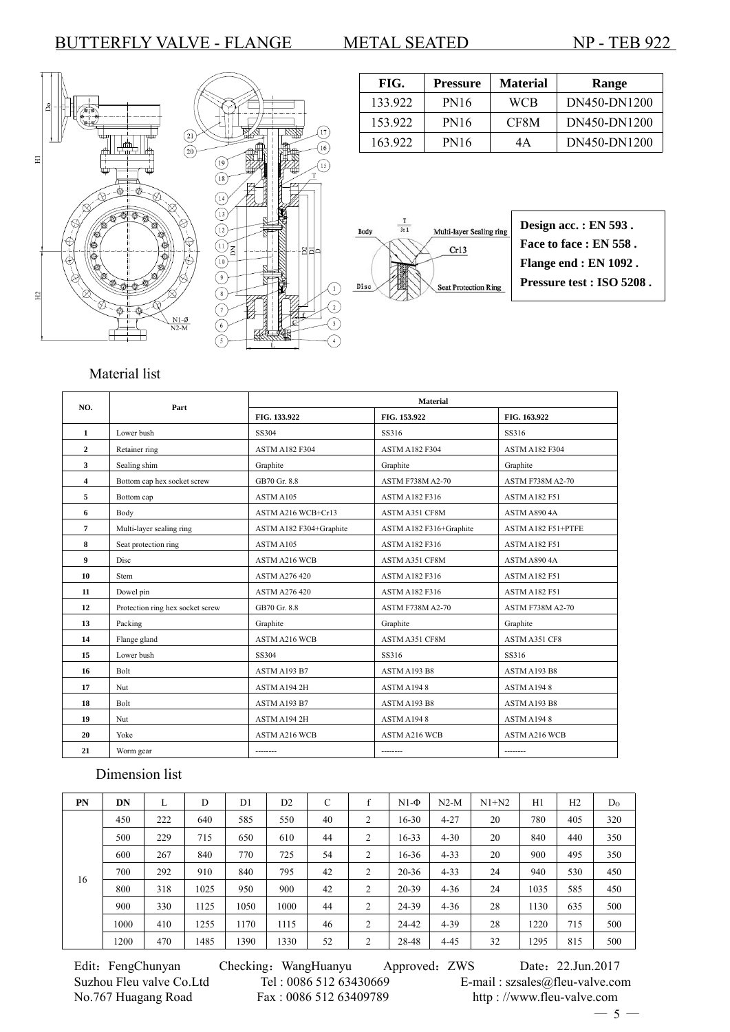# BUTTERFLY VALVE - FLANGE METAL SEATED NP - TEB 922

| FIG. | Pressure | Material | Range |
|---|---|---|---|
| 133.922 | PN16 | WCB | DN450-DN1200 |
| 153.922 | PN16 | CF8M | DN450-DN1200 |
| 163.922 | PN16 | 4A | DN450-DN1200 |

**Design acc. : EN 593 .**
**Face to face : EN 558 .**
**Flange end : EN 1092 .**
**Pressure test : ISO 5208 .**

## Material list

| NO. | Part | Material | | |
|---|---|---|---|---|
| | | FIG. 133.922 | FIG. 153.922 | FIG. 163.922 |
| 1 | Lower bush | SS304 | SS316 | SS316 |
| 2 | Retainer ring | ASTM A182 F304 | ASTM A182 F304 | ASTM A182 F304 |
| 3 | Sealing shim | Graphite | Graphite | Graphite |
| 4 | Bottom cap hex socket screw | GB70 Gr. 8.8 | ASTM F738M A2-70 | ASTM F738M A2-70 |
| 5 | Bottom cap | ASTM A105 | ASTM A182 F316 | ASTM A182 F51 |
| 6 | Body | ASTM A216 WCB+Cr13 | ASTM A351 CF8M | ASTM A890 4A |
| 7 | Multi-layer sealing ring | ASTM A182 F304+Graphite | ASTM A182 F316+Graphite | ASTM A182 F51+PTFE |
| 8 | Seat protection ring | ASTM A105 | ASTM A182 F316 | ASTM A182 F51 |
| 9 | Disc | ASTM A216 WCB | ASTM A351 CF8M | ASTM A890 4A |
| 10 | Stem | ASTM A276 420 | ASTM A182 F316 | ASTM A182 F51 |
| 11 | Dowel pin | ASTM A276 420 | ASTM A182 F316 | ASTM A182 F51 |
| 12 | Protection ring hex socket screw | GB70 Gr. 8.8 | ASTM F738M A2-70 | ASTM F738M A2-70 |
| 13 | Packing | Graphite | Graphite | Graphite |
| 14 | Flange gland | ASTM A216 WCB | ASTM A351 CF8M | ASTM A351 CF8 |
| 15 | Lower bush | SS304 | SS316 | SS316 |
| 16 | Bolt | ASTM A193 B7 | ASTM A193 B8 | ASTM A193 B8 |
| 17 | Nut | ASTM A194 2H | ASTM A194 8 | ASTM A194 8 |
| 18 | Bolt | ASTM A193 B7 | ASTM A193 B8 | ASTM A193 B8 |
| 19 | Nut | ASTM A194 2H | ASTM A194 8 | ASTM A194 8 |
| 20 | Yoke | ASTM A216 WCB | ASTM A216 WCB | ASTM A216 WCB |
| 21 | Worm gear | -------- | -------- | -------- |

## Dimension list

| PN | DN | L | D | D1 | D2 | C | f | N1-Φ | N2-M | N1+N2 | H1 | H2 | Do |
|---|---|---|---|---|---|---|---|---|---|---|---|---|---|
| 16 | 450 | 222 | 640 | 585 | 550 | 40 | 2 | 16-30 | 4-27 | 20 | 780 | 405 | 320 |
| | 500 | 229 | 715 | 650 | 610 | 44 | 2 | 16-33 | 4-30 | 20 | 840 | 440 | 350 |
| | 600 | 267 | 840 | 770 | 725 | 54 | 2 | 16-36 | 4-33 | 20 | 900 | 495 | 350 |
| | 700 | 292 | 910 | 840 | 795 | 42 | 2 | 20-36 | 4-33 | 24 | 940 | 530 | 450 |
| | 800 | 318 | 1025 | 950 | 900 | 42 | 2 | 20-39 | 4-36 | 24 | 1035 | 585 | 450 |
| | 900 | 330 | 1125 | 1050 | 1000 | 44 | 2 | 24-39 | 4-36 | 28 | 1130 | 635 | 500 |
| | 1000 | 410 | 1255 | 1170 | 1115 | 46 | 2 | 24-42 | 4-39 | 28 | 1220 | 715 | 500 |
| | 1200 | 470 | 1485 | 1390 | 1330 | 52 | 2 | 28-48 | 4-45 | 32 | 1295 | 815 | 500 |

Edit：FengChunyan Checking：WangHuanyu Approved：ZWS Date：22.Jun.2017
Suzhou Fleu valve Co.Ltd Tel : 0086 512 63430669 E-mail : szsales@fleu-valve.com
No.767 Huagang Road Fax : 0086 512 63409789 http : //www.fleu-valve.com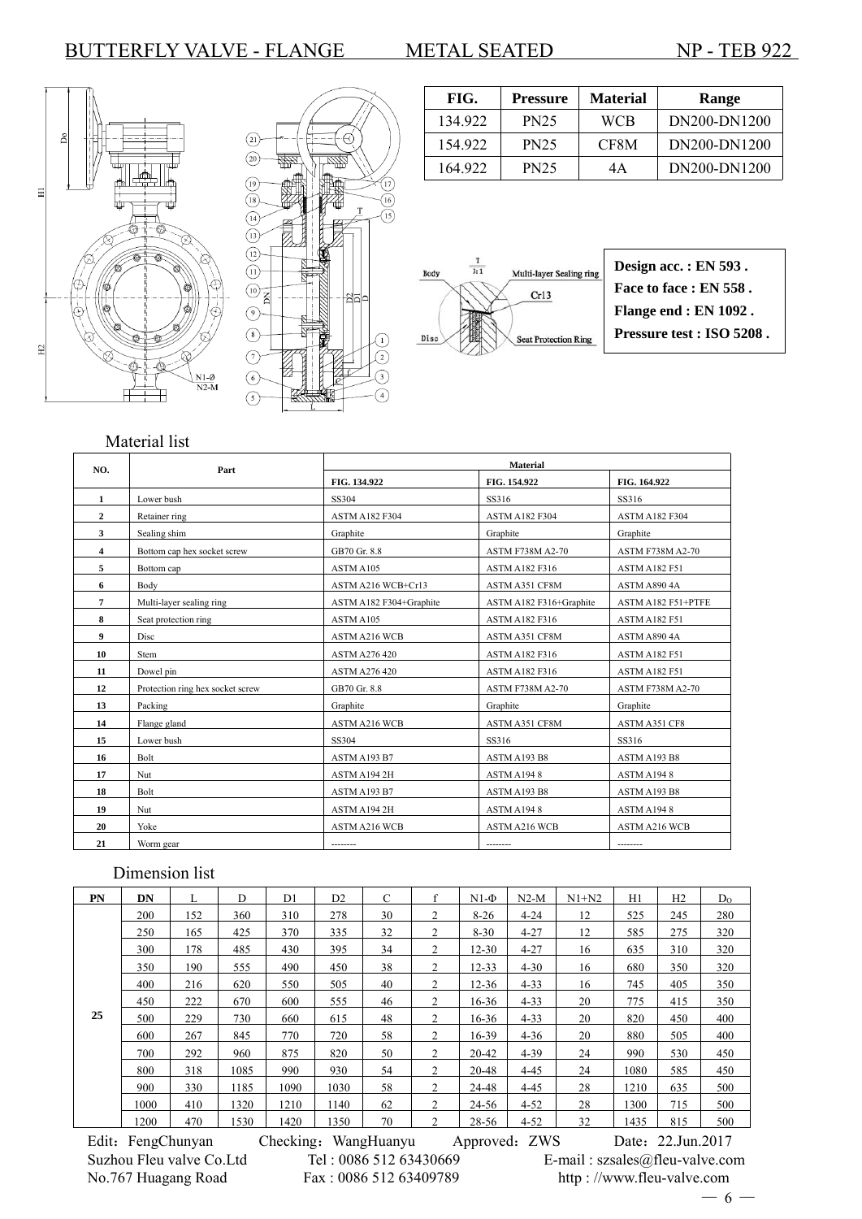# BUTTERFLY VALVE - FLANGE METAL SEATED NP - TEB 922

| FIG. | Pressure | Material | Range |
|---|---|---|---|
| 134.922 | PN25 | WCB | DN200-DN1200 |
| 154.922 | PN25 | CF8M | DN200-DN1200 |
| 164.922 | PN25 | 4A | DN200-DN1200 |

**Design acc. : EN 593 .**
**Face to face : EN 558 .**
**Flange end : EN 1092 .**
**Pressure test : ISO 5208 .**

## Material list

| NO. | Part | Material | | |
|---|---|---|---|---|
| | | FIG. 134.922 | FIG. 154.922 | FIG. 164.922 |
| 1 | Lower bush | SS304 | SS316 | SS316 |
| 2 | Retainer ring | ASTM A182 F304 | ASTM A182 F304 | ASTM A182 F304 |
| 3 | Sealing shim | Graphite | Graphite | Graphite |
| 4 | Bottom cap hex socket screw | GB70 Gr. 8.8 | ASTM F738M A2-70 | ASTM F738M A2-70 |
| 5 | Bottom cap | ASTM A105 | ASTM A182 F316 | ASTM A182 F51 |
| 6 | Body | ASTM A216 WCB+Cr13 | ASTM A351 CF8M | ASTM A890 4A |
| 7 | Multi-layer sealing ring | ASTM A182 F304+Graphite | ASTM A182 F316+Graphite | ASTM A182 F51+PTFE |
| 8 | Seat protection ring | ASTM A105 | ASTM A182 F316 | ASTM A182 F51 |
| 9 | Disc | ASTM A216 WCB | ASTM A351 CF8M | ASTM A890 4A |
| 10 | Stem | ASTM A276 420 | ASTM A182 F316 | ASTM A182 F51 |
| 11 | Dowel pin | ASTM A276 420 | ASTM A182 F316 | ASTM A182 F51 |
| 12 | Protection ring hex socket screw | GB70 Gr. 8.8 | ASTM F738M A2-70 | ASTM F738M A2-70 |
| 13 | Packing | Graphite | Graphite | Graphite |
| 14 | Flange gland | ASTM A216 WCB | ASTM A351 CF8M | ASTM A351 CF8 |
| 15 | Lower bush | SS304 | SS316 | SS316 |
| 16 | Bolt | ASTM A193 B7 | ASTM A193 B8 | ASTM A193 B8 |
| 17 | Nut | ASTM A194 2H | ASTM A194 8 | ASTM A194 8 |
| 18 | Bolt | ASTM A193 B7 | ASTM A193 B8 | ASTM A193 B8 |
| 19 | Nut | ASTM A194 2H | ASTM A194 8 | ASTM A194 8 |
| 20 | Yoke | ASTM A216 WCB | ASTM A216 WCB | ASTM A216 WCB |
| 21 | Worm gear | -------- | -------- | -------- |

## Dimension list

| PN | DN | L | D | D1 | D2 | C | f | N1-Φ | N2-M | N1+N2 | H1 | H2 | Do |
|---|---|---|---|---|---|---|---|---|---|---|---|---|---|
| 25 | 200 | 152 | 360 | 310 | 278 | 30 | 2 | 8-26 | 4-24 | 12 | 525 | 245 | 280 |
| | 250 | 165 | 425 | 370 | 335 | 32 | 2 | 8-30 | 4-27 | 12 | 585 | 275 | 320 |
| | 300 | 178 | 485 | 430 | 395 | 34 | 2 | 12-30 | 4-27 | 16 | 635 | 310 | 320 |
| | 350 | 190 | 555 | 490 | 450 | 38 | 2 | 12-33 | 4-30 | 16 | 680 | 350 | 320 |
| | 400 | 216 | 620 | 550 | 505 | 40 | 2 | 12-36 | 4-33 | 16 | 745 | 405 | 350 |
| | 450 | 222 | 670 | 600 | 555 | 46 | 2 | 16-36 | 4-33 | 20 | 775 | 415 | 350 |
| | 500 | 229 | 730 | 660 | 615 | 48 | 2 | 16-36 | 4-33 | 20 | 820 | 450 | 400 |
| | 600 | 267 | 845 | 770 | 720 | 58 | 2 | 16-39 | 4-36 | 20 | 880 | 505 | 400 |
| | 700 | 292 | 960 | 875 | 820 | 50 | 2 | 20-42 | 4-39 | 24 | 990 | 530 | 450 |
| | 800 | 318 | 1085 | 990 | 930 | 54 | 2 | 20-48 | 4-45 | 24 | 1080 | 585 | 450 |
| | 900 | 330 | 1185 | 1090 | 1030 | 58 | 2 | 24-48 | 4-45 | 28 | 1210 | 635 | 500 |
| | 1000 | 410 | 1320 | 1210 | 1140 | 62 | 2 | 24-56 | 4-52 | 28 | 1300 | 715 | 500 |
| | 1200 | 470 | 1530 | 1420 | 1350 | 70 | 2 | 28-56 | 4-52 | 32 | 1435 | 815 | 500 |

Edit：FengChunyan Checking：WangHuanyu Approved：ZWS Date：22.Jun.2017

Suzhou Fleu valve Co.Ltd Tel : 0086 512 63430669 E-mail : szsales@fleu-valve.com

No.767 Huagang Road Fax : 0086 512 63409789 http : //www.fleu-valve.com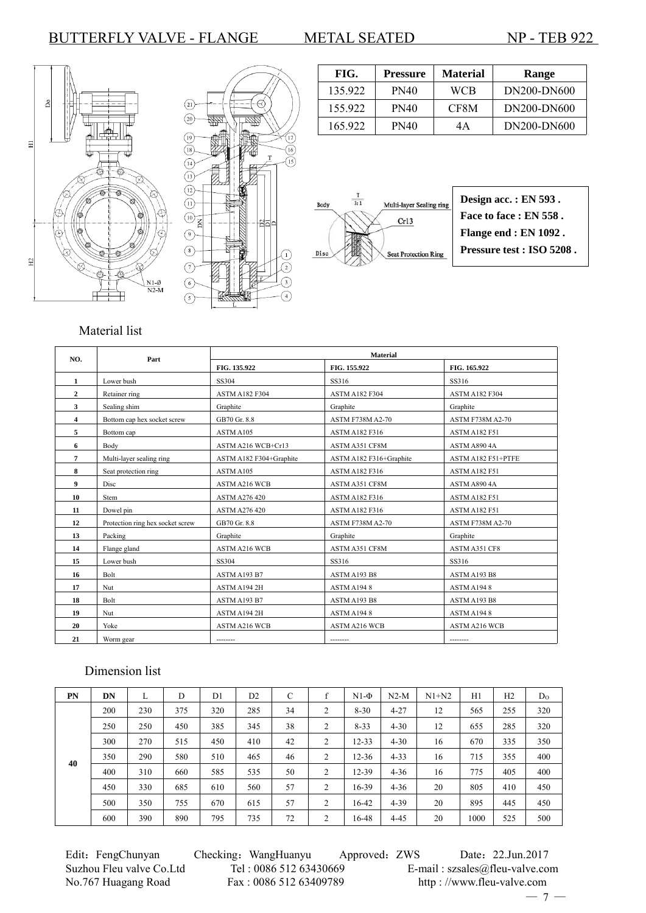# BUTTERFLY VALVE - FLANGE METAL SEATED NP - TEB 922

| FIG. | Pressure | Material | Range |
|---|---|---|---|
| 135.922 | PN40 | WCB | DN200-DN600 |
| 155.922 | PN40 | CF8M | DN200-DN600 |
| 165.922 | PN40 | 4A | DN200-DN600 |

Body

Multi-layer Sealing ring

Cr13

Disc

Seat Protection Ring

T

3:1

**Design acc. : EN 593 .**
**Face to face : EN 558 .**
**Flange end : EN 1092 .**
**Pressure test : ISO 5208 .**

## Material list

| NO. | Part | Material | | |
|---|---|---|---|---|
| | | FIG. 135.922 | FIG. 155.922 | FIG. 165.922 |
| 1 | Lower bush | SS304 | SS316 | SS316 |
| 2 | Retainer ring | ASTM A182 F304 | ASTM A182 F304 | ASTM A182 F304 |
| 3 | Sealing shim | Graphite | Graphite | Graphite |
| 4 | Bottom cap hex socket screw | GB70 Gr. 8.8 | ASTM F738M A2-70 | ASTM F738M A2-70 |
| 5 | Bottom cap | ASTM A105 | ASTM A182 F316 | ASTM A182 F51 |
| 6 | Body | ASTM A216 WCB+Cr13 | ASTM A351 CF8M | ASTM A890 4A |
| 7 | Multi-layer sealing ring | ASTM A182 F304+Graphite | ASTM A182 F316+Graphite | ASTM A182 F51+PTFE |
| 8 | Seat protection ring | ASTM A105 | ASTM A182 F316 | ASTM A182 F51 |
| 9 | Disc | ASTM A216 WCB | ASTM A351 CF8M | ASTM A890 4A |
| 10 | Stem | ASTM A276 420 | ASTM A182 F316 | ASTM A182 F51 |
| 11 | Dowel pin | ASTM A276 420 | ASTM A182 F316 | ASTM A182 F51 |
| 12 | Protection ring hex socket screw | GB70 Gr. 8.8 | ASTM F738M A2-70 | ASTM F738M A2-70 |
| 13 | Packing | Graphite | Graphite | Graphite |
| 14 | Flange gland | ASTM A216 WCB | ASTM A351 CF8M | ASTM A351 CF8 |
| 15 | Lower bush | SS304 | SS316 | SS316 |
| 16 | Bolt | ASTM A193 B7 | ASTM A193 B8 | ASTM A193 B8 |
| 17 | Nut | ASTM A194 2H | ASTM A194 8 | ASTM A194 8 |
| 18 | Bolt | ASTM A193 B7 | ASTM A193 B8 | ASTM A193 B8 |
| 19 | Nut | ASTM A194 2H | ASTM A194 8 | ASTM A194 8 |
| 20 | Yoke | ASTM A216 WCB | ASTM A216 WCB | ASTM A216 WCB |
| 21 | Worm gear | -------- | -------- | -------- |

## Dimension list

| PN | DN | L | D | D1 | D2 | C | f | N1-Φ | N2-M | N1+N2 | H1 | H2 | Do |
|---|---|---|---|---|---|---|---|---|---|---|---|---|---|
| 40 | 200 | 230 | 375 | 320 | 285 | 34 | 2 | 8-30 | 4-27 | 12 | 565 | 255 | 320 |
| | 250 | 250 | 450 | 385 | 345 | 38 | 2 | 8-33 | 4-30 | 12 | 655 | 285 | 320 |
| | 300 | 270 | 515 | 450 | 410 | 42 | 2 | 12-33 | 4-30 | 16 | 670 | 335 | 350 |
| | 350 | 290 | 580 | 510 | 465 | 46 | 2 | 12-36 | 4-33 | 16 | 715 | 355 | 400 |
| | 400 | 310 | 660 | 585 | 535 | 50 | 2 | 12-39 | 4-36 | 16 | 775 | 405 | 400 |
| | 450 | 330 | 685 | 610 | 560 | 57 | 2 | 16-39 | 4-36 | 20 | 805 | 410 | 450 |
| | 500 | 350 | 755 | 670 | 615 | 57 | 2 | 16-42 | 4-39 | 20 | 895 | 445 | 450 |
| | 600 | 390 | 890 | 795 | 735 | 72 | 2 | 16-48 | 4-45 | 20 | 1000 | 525 | 500 |

Edit：FengChunyan Checking：WangHuanyu Approved：ZWS Date：22.Jun.2017
Suzhou Fleu valve Co.Ltd Tel : 0086 512 63430669 E-mail : szsales@fleu-valve.com
No.767 Huagang Road Fax : 0086 512 63409789 http : //www.fleu-valve.com